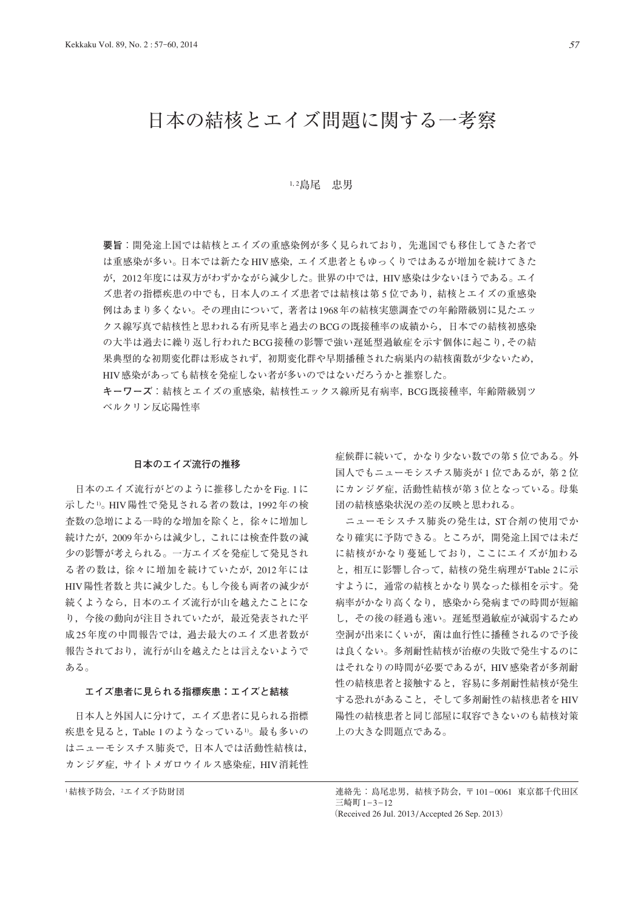# 日本の結核とエイズ問題に関する一考察

[1,2]島尾　忠男

**要旨**：開発途上国では結核とエイズの重感染例が多く見られており，先進国でも移住してきた者では重感染が多い。日本では新たなHIV感染，エイズ患者ともゆっくりではあるが増加を続けてきたが，2012年度には双方がわずかながら減少した。世界の中では，HIV感染は少ないほうである。エイズ患者の指標疾患の中でも，日本人のエイズ患者では結核は第5位であり，結核とエイズの重感染例はあまり多くない。その理由について，著者は1968年の結核実態調査での年齢階級別に見たエックス線写真で結核性と思われる有所見率と過去のBCGの既接種率の成績から，日本での結核初感染の大半は過去に繰り返し行われたBCG接種の影響で強い遅延型過敏症を示す個体に起こり，その結果典型的な初期変化群は形成されず，初期変化群や早期播種された病巣内の結核菌数が少ないため，HIV感染があっても結核を発症しない者が多いのではないだろうかと推察した。

**キーワーズ**：結核とエイズの重感染，結核性エックス線所見有病率，BCG既接種率，年齢階級別ツベルクリン反応陽性率

### 日本のエイズ流行の推移

日本のエイズ流行がどのように推移したかをFig. 1に示した[1]。HIV陽性で発見される者の数は，1992年の検査数の急増による一時的な増加を除くと，徐々に増加し続けたが，2009年からは減少し，これには検査件数の減少の影響が考えられる。一方エイズを発症して発見される者の数は，徐々に増加を続けていたが，2012年にはHIV陽性者数と共に減少した。もし今後も両者の減少が続くようなら，日本のエイズ流行が山を越えたことになり，今後の動向が注目されていたが，最近発表された平成25年度の中間報告では，過去最大のエイズ患者数が報告されており，流行が山を越えたとは言えないようである。

### エイズ患者に見られる指標疾患：エイズと結核

日本人と外国人に分けて，エイズ患者に見られる指標疾患を見ると，Table 1のようなっている[1]。最も多いのはニューモシスチス肺炎で，日本人では活動性結核は，カンジダ症，サイトメガロウイルス感染症，HIV消耗性症候群に続いて，かなり少ない数での第5位である。外国人でもニューモシスチス肺炎が1位であるが，第2位にカンジダ症，活動性結核が第3位となっている。母集団の結核感染状況の差の反映と思われる。

ニューモシスチス肺炎の発生は，ST合剤の使用でかなり確実に予防できる。ところが，開発途上国では未だに結核がかなり蔓延しており，ここにエイズが加わると，相互に影響し合って，結核の発生病理がTable 2に示すように，通常の結核とかなり異なった様相を示す。発病率がかなり高くなり，感染から発病までの時間が短縮し，その後の経過も速い。遅延型過敏症が減弱するため空洞が出来にくいが，菌は血行性に播種されるので予後は良くない。多剤耐性結核が治療の失敗で発生するのにはそれなりの時間が必要であるが，HIV感染者が多剤耐性の結核患者と接触すると，容易に多剤耐性結核が発生する恐れがあること，そして多剤耐性の結核患者をHIV陽性の結核患者と同じ部屋に収容できないのも結核対策上の大きな問題点である。

---

[1]結核予防会，[2]エイズ予防財団

連絡先：島尾忠男，結核予防会，〒101-0061 東京都千代田区三崎町1-3-12
(Received 26 Jul. 2013/Accepted 26 Sep. 2013)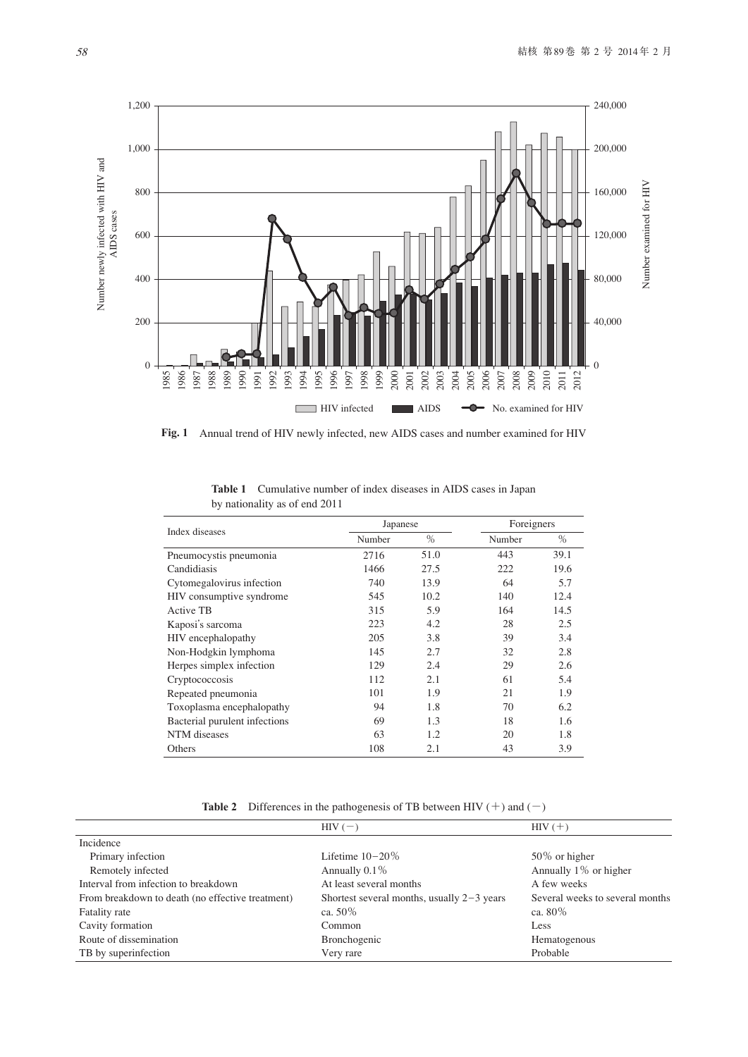**Fig. 1** Annual trend of HIV newly infected, new AIDS cases and number examined for HIV

**Table 1** Cumulative number of index diseases in AIDS cases in Japan by nationality as of end 2011

| Index diseases | Japanese | | Foreigners | |
|---|---|---|---|---|
| | Number | % | Number | % |
| Pneumocystis pneumonia | 2716 | 51.0 | 443 | 39.1 |
| Candidiasis | 1466 | 27.5 | 222 | 19.6 |
| Cytomegalovirus infection | 740 | 13.9 | 64 | 5.7 |
| HIV consumptive syndrome | 545 | 10.2 | 140 | 12.4 |
| Active TB | 315 | 5.9 | 164 | 14.5 |
| Kaposi's sarcoma | 223 | 4.2 | 28 | 2.5 |
| HIV encephalopathy | 205 | 3.8 | 39 | 3.4 |
| Non-Hodgkin lymphoma | 145 | 2.7 | 32 | 2.8 |
| Herpes simplex infection | 129 | 2.4 | 29 | 2.6 |
| Cryptococcosis | 112 | 2.1 | 61 | 5.4 |
| Repeated pneumonia | 101 | 1.9 | 21 | 1.9 |
| Toxoplasma encephalopathy | 94 | 1.8 | 70 | 6.2 |
| Bacterial purulent infections | 69 | 1.3 | 18 | 1.6 |
| NTM diseases | 63 | 1.2 | 20 | 1.8 |
| Others | 108 | 2.1 | 43 | 3.9 |

**Table 2** Differences in the pathogenesis of TB between HIV (＋) and (－)

| | HIV (－) | HIV (＋) |
|---|---|---|
| Incidence | | |
| Primary infection | Lifetime 10－20% | 50% or higher |
| Remotely infected | Annually 0.1% | Annually 1% or higher |
| Interval from infection to breakdown | At least several months | A few weeks |
| From breakdown to death (no effective treatment) | Shortest several months, usually 2－3 years | Several weeks to several months |
| Fatality rate | ca. 50% | ca. 80% |
| Cavity formation | Common | Less |
| Route of dissemination | Bronchogenic | Hematogenous |
| TB by superinfection | Very rare | Probable |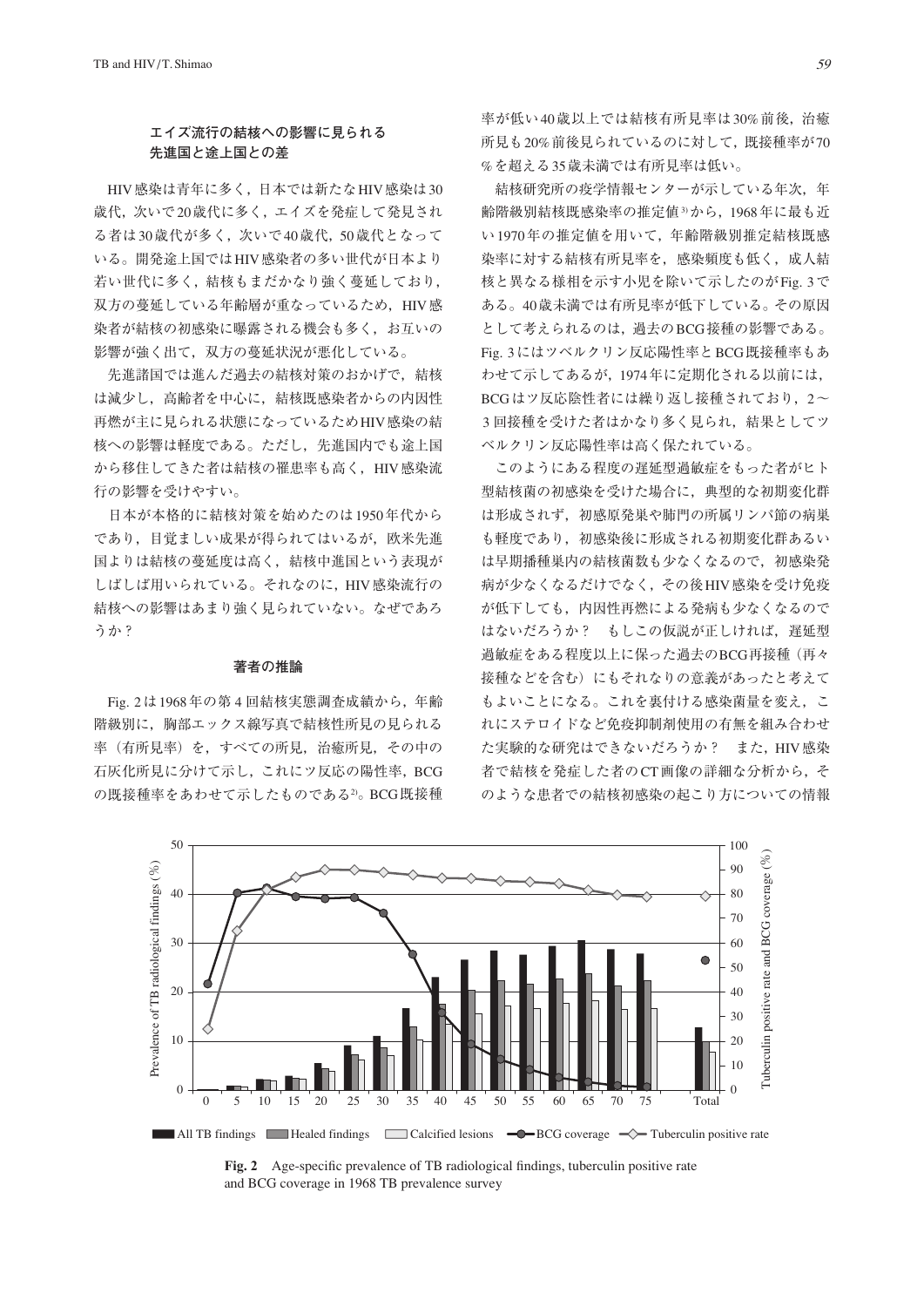### エイズ流行の結核への影響に見られる先進国と途上国との差

HIV感染は青年に多く，日本では新たなHIV感染は30歳代，次いで20歳代に多く，エイズを発症して発見される者は30歳代が多く，次いで40歳代，50歳代となっている。開発途上国ではHIV感染者の多い世代が日本より若い世代に多く，結核もまだかなり強く蔓延しており，双方の蔓延している年齢層が重なっているため，HIV感染者が結核の初感染に曝露される機会も多く，お互いの影響が強く出て，双方の蔓延状況が悪化している。

先進諸国では進んだ過去の結核対策のおかげで，結核は減少し，高齢者を中心に，結核既感染者からの内因性再燃が主に見られる状態になっているためHIV感染の結核への影響は軽度である。ただし，先進国内でも途上国から移住してきた者は結核の罹患率も高く，HIV感染流行の影響を受けやすい。

日本が本格的に結核対策を始めたのは1950年代からであり，目覚ましい成果が得られてはいるが，欧米先進国よりは結核の蔓延度は高く，結核中進国という表現がしばしば用いられている。それなのに，HIV感染流行の結核への影響はあまり強く見られていない。なぜであろうか？

### 著者の推論

Fig. 2は1968年の第4回結核実態調査成績から，年齢階級別に，胸部エックス線写真で結核性所見の見られる率（有所見率）を，すべての所見，治癒所見，その中の石灰化所見に分けて示し，これにツ反応の陽性率，BCGの既接種率をあわせて示したものである[2]。BCG既接種率が低い40歳以上では結核有所見率は30%前後，治癒所見も20%前後見られているのに対して，既接種率が70%を超える35歳未満では有所見率は低い。

結核研究所の疫学情報センターが示している年次，年齢階級別結核既感染率の推定値[3]から，1968年に最も近い1970年の推定値を用いて，年齢階級別推定結核既感染率に対する結核有所見率を，感染頻度も低く，成人結核と異なる様相を示す小児を除いて示したのがFig. 3である。40歳未満では有所見率が低下している。その原因として考えられるのは，過去のBCG接種の影響である。Fig. 3にはツベルクリン反応陽性率とBCG既接種率もあわせて示してあるが，1974年に定期化される以前には，BCGはツ反応陰性者には繰り返し接種されており，2〜3回接種を受けた者はかなり多く見られ，結果としてツベルクリン反応陽性率は高く保たれている。

このようにある程度の遅延型過敏症をもった者がヒト型結核菌の初感染を受けた場合に，典型的な初期変化群は形成されず，初感原発巣や肺門の所属リンパ節の病巣も軽度であり，初感染後に形成される初期変化群あるいは早期播種巣内の結核菌数も少なくなるので，初感染発病が少なくなるだけでなく，その後HIV感染を受け免疫が低下しても，内因性再燃による発病も少なくなるのではないだろうか？　もしこの仮説が正しければ，遅延型過敏症をある程度以上に保った過去のBCG再接種（再々接種などを含む）にもそれなりの意義があったと考えてもよいことになる。これを裏付ける感染菌量を変え，これにステロイドなど免疫抑制剤使用の有無を組み合わせた実験的な研究はできないだろうか？　また，HIV感染者で結核を発症した者のCT画像の詳細な分析から，そのような患者での結核初感染の起こり方についての情報

**Fig. 2**　Age-specific prevalence of TB radiological findings, tuberculin positive rate and BCG coverage in 1968 TB prevalence survey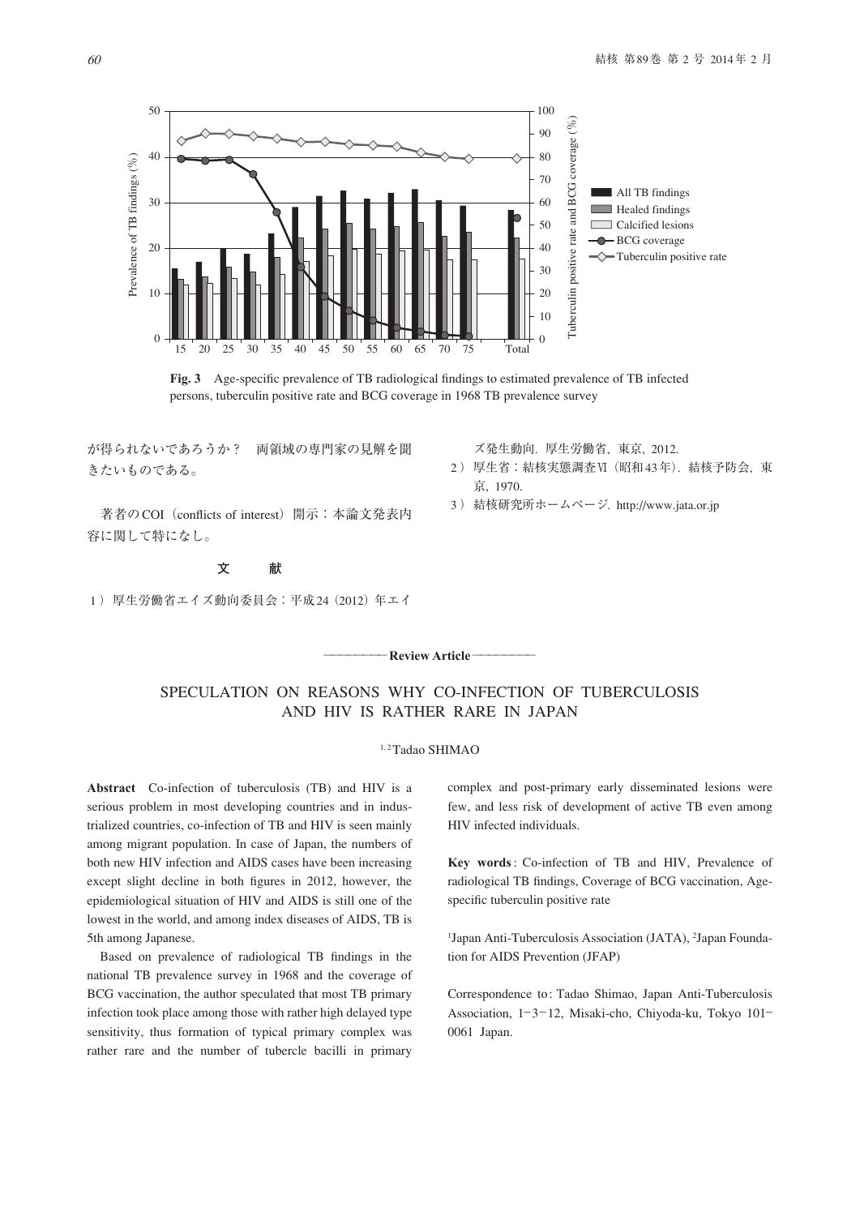50
40
30
20
10
0

Prevalence of TB findings (%)

100
90
80
70
60
50
40
30
20
10
0

Tuberculin positive rate and BCG coverage (%)

15 20 25 30 35 40 45 50 55 60 65 70 75 Total

All TB findings
Healed findings
Calcified lesions
BCG coverage
Tuberculin positive rate

**Fig. 3** Age-specific prevalence of TB radiological findings to estimated prevalence of TB infected persons, tuberculin positive rate and BCG coverage in 1968 TB prevalence survey

が得られないであろうか？ 両領域の専門家の見解を聞きたいものである。

著者のCOI（conflicts of interest）開示：本論文発表内容に関して特になし。

### 文　　献

1）厚生労働省エイズ動向委員会：平成24（2012）年エイズ発生動向．厚生労働省，東京，2012.
2）厚生省：結核実態調査Ⅵ（昭和43年）．結核予防会，東京，1970.
3）結核研究所ホームページ．http://www.jata.or.jp

---

**Review Article**

## SPECULATION ON REASONS WHY CO-INFECTION OF TUBERCULOSIS AND HIV IS RATHER RARE IN JAPAN

[1,2]Tadao SHIMAO

**Abstract** Co-infection of tuberculosis (TB) and HIV is a serious problem in most developing countries and in industrialized countries, co-infection of TB and HIV is seen mainly among migrant population. In case of Japan, the numbers of both new HIV infection and AIDS cases have been increasing except slight decline in both figures in 2012, however, the epidemiological situation of HIV and AIDS is still one of the lowest in the world, and among index diseases of AIDS, TB is 5th among Japanese.

Based on prevalence of radiological TB findings in the national TB prevalence survey in 1968 and the coverage of BCG vaccination, the author speculated that most TB primary infection took place among those with rather high delayed type sensitivity, thus formation of typical primary complex was rather rare and the number of tubercle bacilli in primary complex and post-primary early disseminated lesions were few, and less risk of development of active TB even among HIV infected individuals.

**Key words**: Co-infection of TB and HIV, Prevalence of radiological TB findings, Coverage of BCG vaccination, Age-specific tuberculin positive rate

[1]Japan Anti-Tuberculosis Association (JATA), [2]Japan Foundation for AIDS Prevention (JFAP)

Correspondence to: Tadao Shimao, Japan Anti-Tuberculosis Association, 1-3-12, Misaki-cho, Chiyoda-ku, Tokyo 101-0061 Japan.